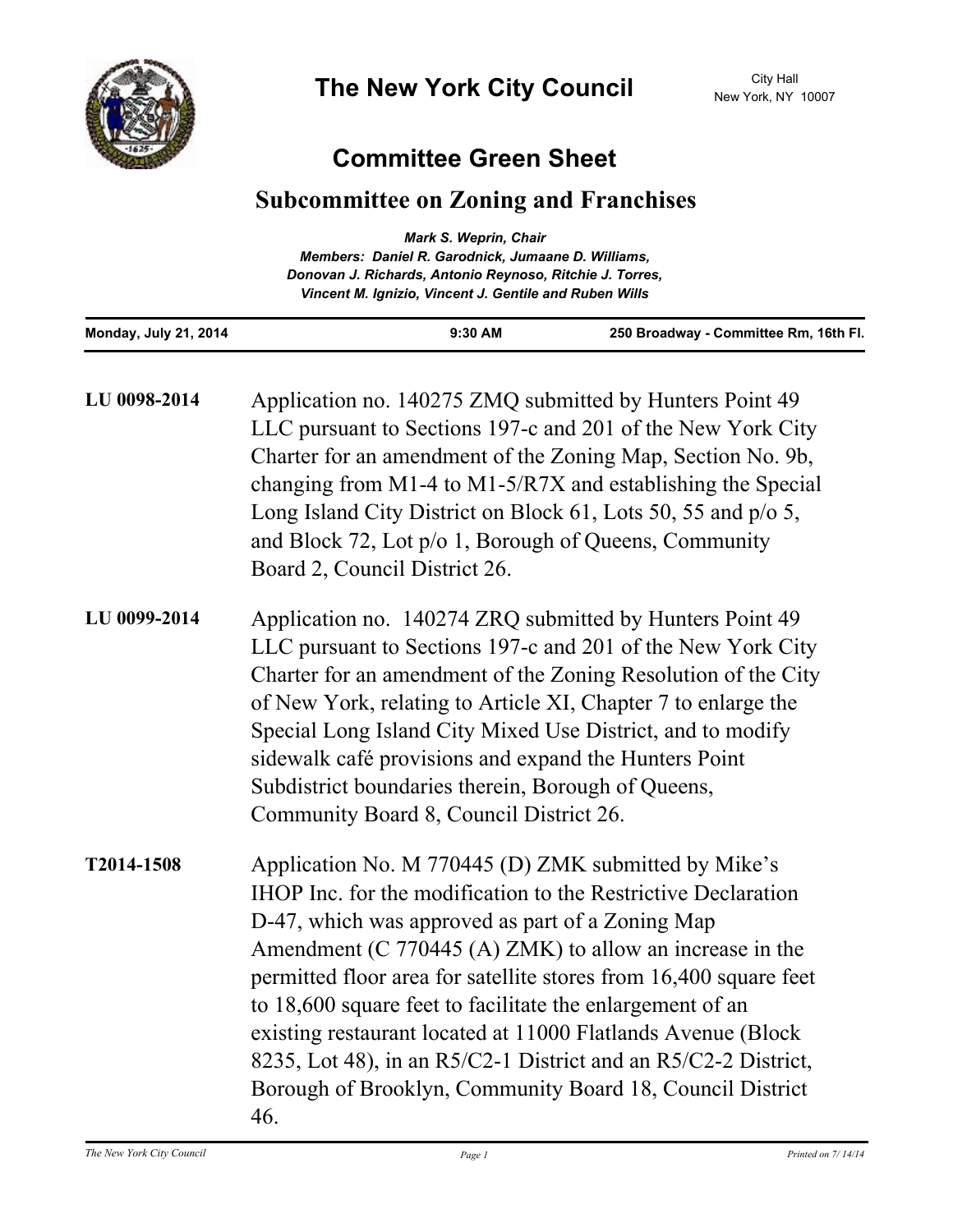# The New York City Council

City Hall
New York, NY 10007

## Committee Green Sheet

## Subcommittee on Zoning and Franchises

*Mark S. Weprin, Chair*
*Members: Daniel R. Garodnick, Jumaane D. Williams, Donovan J. Richards, Antonio Reynoso, Ritchie J. Torres, Vincent M. Ignizio, Vincent J. Gentile and Ruben Wills*

| Monday, July 21, 2014 | 9:30 AM | 250 Broadway - Committee Rm, 16th Fl. |
|---|---|---|

**LU 0098-2014** Application no. 140275 ZMQ submitted by Hunters Point 49 LLC pursuant to Sections 197-c and 201 of the New York City Charter for an amendment of the Zoning Map, Section No. 9b, changing from M1-4 to M1-5/R7X and establishing the Special Long Island City District on Block 61, Lots 50, 55 and p/o 5, and Block 72, Lot p/o 1, Borough of Queens, Community Board 2, Council District 26.

**LU 0099-2014** Application no. 140274 ZRQ submitted by Hunters Point 49 LLC pursuant to Sections 197-c and 201 of the New York City Charter for an amendment of the Zoning Resolution of the City of New York, relating to Article XI, Chapter 7 to enlarge the Special Long Island City Mixed Use District, and to modify sidewalk café provisions and expand the Hunters Point Subdistrict boundaries therein, Borough of Queens, Community Board 8, Council District 26.

**T2014-1508** Application No. M 770445 (D) ZMK submitted by Mike's IHOP Inc. for the modification to the Restrictive Declaration D-47, which was approved as part of a Zoning Map Amendment (C 770445 (A) ZMK) to allow an increase in the permitted floor area for satellite stores from 16,400 square feet to 18,600 square feet to facilitate the enlargement of an existing restaurant located at 11000 Flatlands Avenue (Block 8235, Lot 48), in an R5/C2-1 District and an R5/C2-2 District, Borough of Brooklyn, Community Board 18, Council District 46.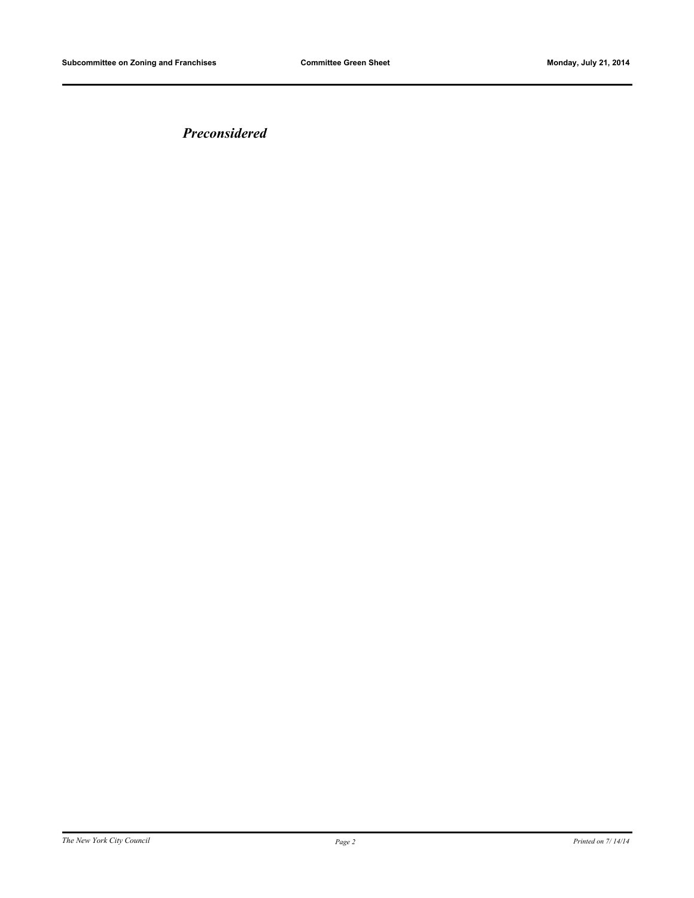***Preconsidered***